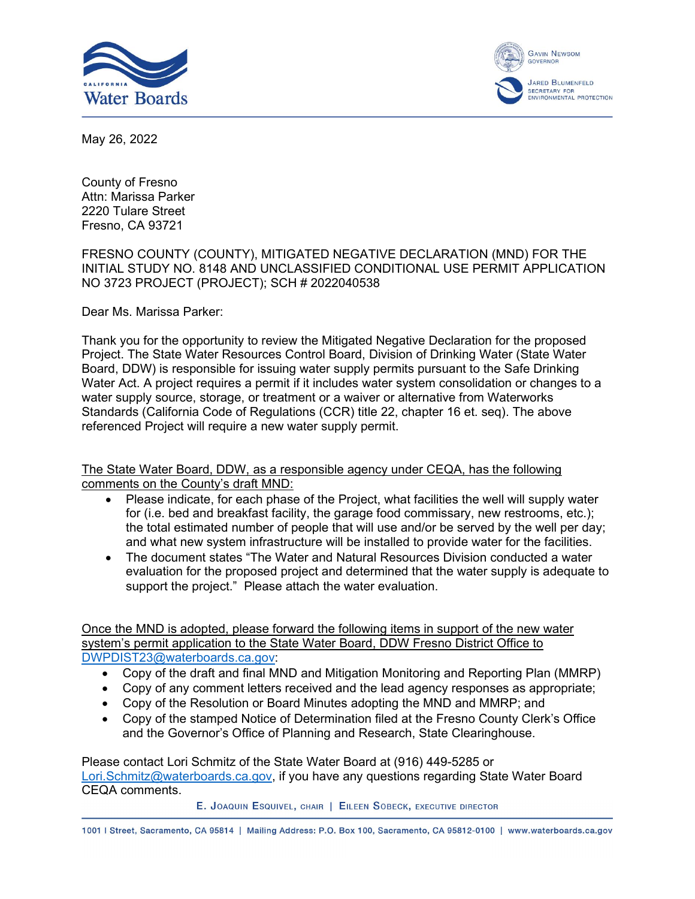California Water Boards

Gavin Newsom, Governor
Jared Blumenfeld, Secretary for Environmental Protection

May 26, 2022

County of Fresno
Attn: Marissa Parker
2220 Tulare Street
Fresno, CA 93721

FRESNO COUNTY (COUNTY), MITIGATED NEGATIVE DECLARATION (MND) FOR THE INITIAL STUDY NO. 8148 AND UNCLASSIFIED CONDITIONAL USE PERMIT APPLICATION NO 3723 PROJECT (PROJECT); SCH # 2022040538

Dear Ms. Marissa Parker:

Thank you for the opportunity to review the Mitigated Negative Declaration for the proposed Project. The State Water Resources Control Board, Division of Drinking Water (State Water Board, DDW) is responsible for issuing water supply permits pursuant to the Safe Drinking Water Act. A project requires a permit if it includes water system consolidation or changes to a water supply source, storage, or treatment or a waiver or alternative from Waterworks Standards (California Code of Regulations (CCR) title 22, chapter 16 et. seq). The above referenced Project will require a new water supply permit.

<u>The State Water Board, DDW, as a responsible agency under CEQA, has the following comments on the County's draft MND:</u>

- Please indicate, for each phase of the Project, what facilities the well will supply water for (i.e. bed and breakfast facility, the garage food commissary, new restrooms, etc.); the total estimated number of people that will use and/or be served by the well per day; and what new system infrastructure will be installed to provide water for the facilities.
- The document states "The Water and Natural Resources Division conducted a water evaluation for the proposed project and determined that the water supply is adequate to support the project." Please attach the water evaluation.

<u>Once the MND is adopted, please forward the following items in support of the new water system's permit application to the State Water Board, DDW Fresno District Office to DWPDIST23@waterboards.ca.gov</u>:

- Copy of the draft and final MND and Mitigation Monitoring and Reporting Plan (MMRP)
- Copy of any comment letters received and the lead agency responses as appropriate;
- Copy of the Resolution or Board Minutes adopting the MND and MMRP; and
- Copy of the stamped Notice of Determination filed at the Fresno County Clerk's Office and the Governor's Office of Planning and Research, State Clearinghouse.

Please contact Lori Schmitz of the State Water Board at (916) 449-5285 or Lori.Schmitz@waterboards.ca.gov, if you have any questions regarding State Water Board CEQA comments.

E. Joaquin Esquivel, chair | Eileen Sobeck, executive director

1001 I Street, Sacramento, CA 95814 | Mailing Address: P.O. Box 100, Sacramento, CA 95812-0100 | www.waterboards.ca.gov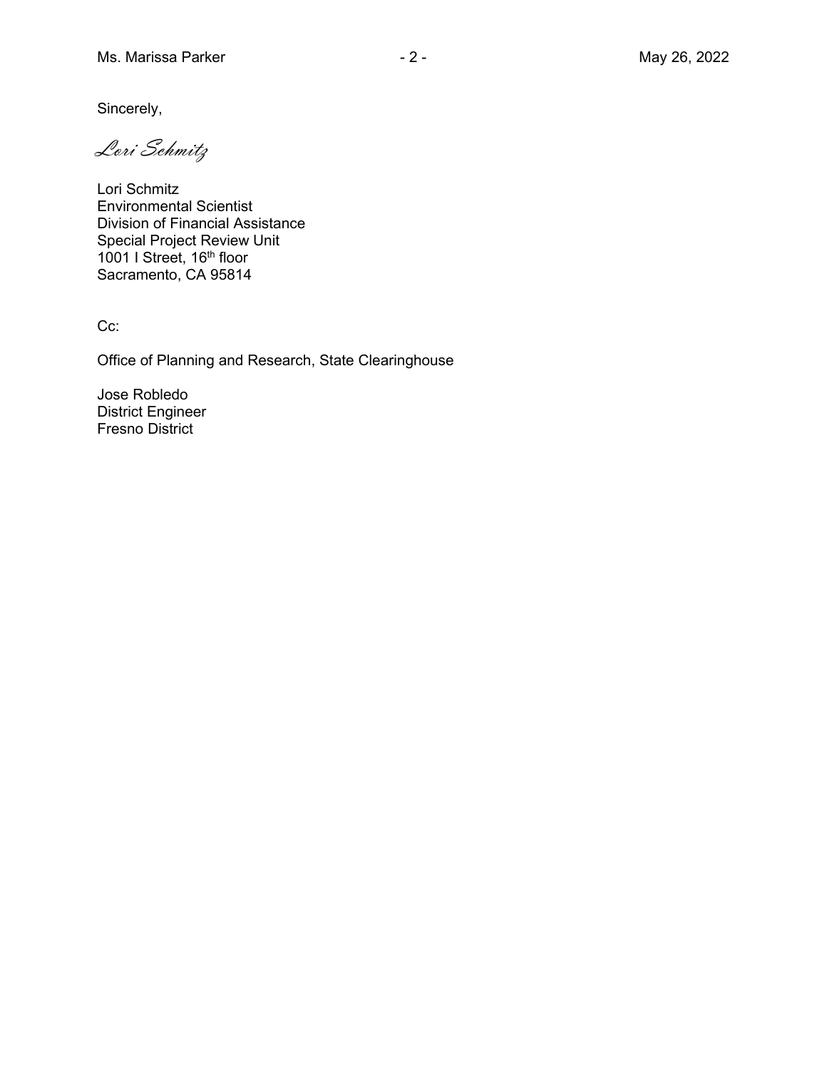Sincerely,

*Lori Schmitz*

Lori Schmitz
Environmental Scientist
Division of Financial Assistance
Special Project Review Unit
1001 I Street, 16th floor
Sacramento, CA 95814

Cc:

Office of Planning and Research, State Clearinghouse

Jose Robledo
District Engineer
Fresno District